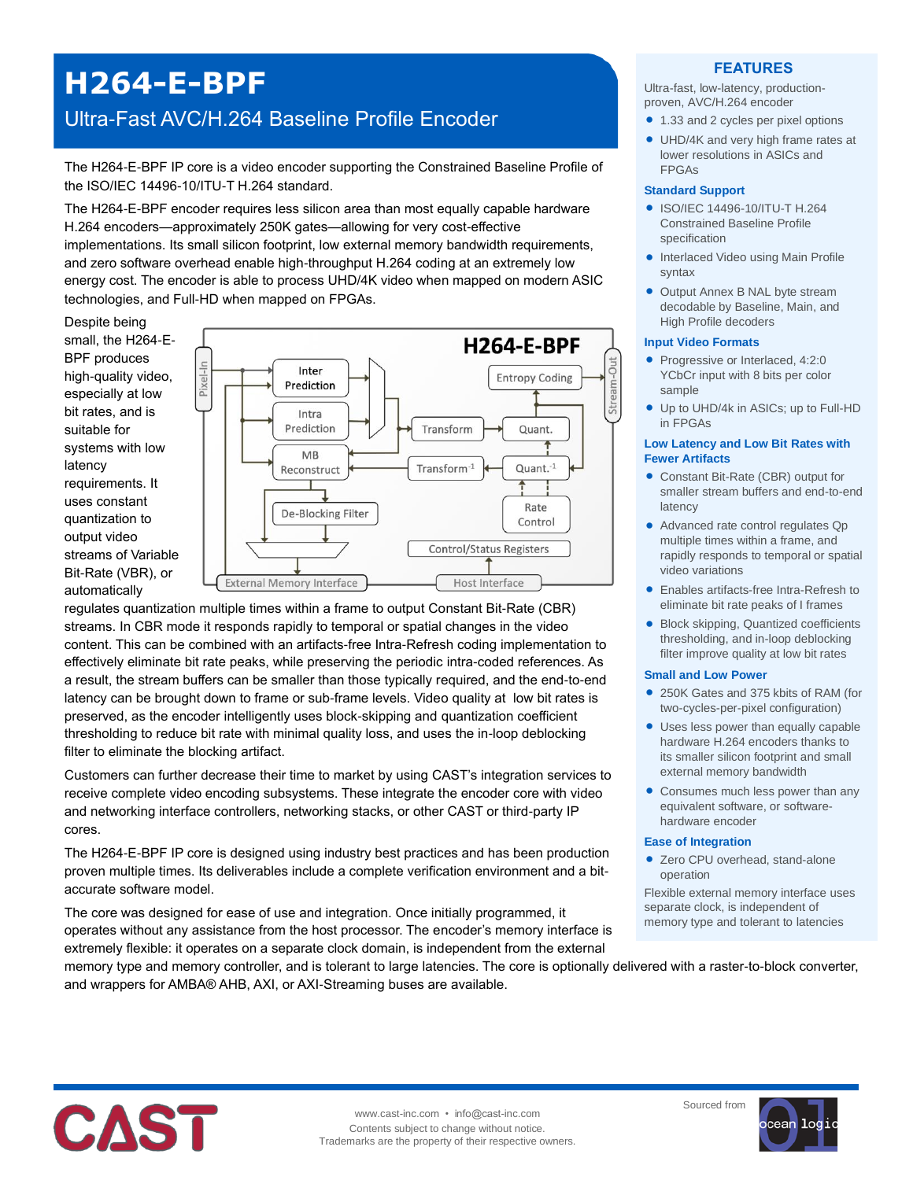# H264-E-BPF

## Ultra-Fast AVC/H.264 Baseline Profile Encoder

The H264-E-BPF IP core is a video encoder supporting the Constrained Baseline Profile of the ISO/IEC 14496-10/ITU-T H.264 standard.

The H264-E-BPF encoder requires less silicon area than most equally capable hardware H.264 encoders—approximately 250K gates—allowing for very cost-effective implementations. Its small silicon footprint, low external memory bandwidth requirements, and zero software overhead enable high-throughput H.264 coding at an extremely low energy cost. The encoder is able to process UHD/4K video when mapped on modern ASIC technologies, and Full-HD when mapped on FPGAs.

Despite being small, the H264-E-BPF produces high-quality video, especially at low bit rates, and is suitable for systems with low latency requirements. It uses constant quantization to output video streams of Variable Bit-Rate (VBR), or automatically regulates quantization multiple times within a frame to output Constant Bit-Rate (CBR) streams. In CBR mode it responds rapidly to temporal or spatial changes in the video content. This can be combined with an artifacts-free Intra-Refresh coding implementation to effectively eliminate bit rate peaks, while preserving the periodic intra-coded references. As a result, the stream buffers can be smaller than those typically required, and the end-to-end latency can be brought down to frame or sub-frame levels. Video quality at low bit rates is preserved, as the encoder intelligently uses block-skipping and quantization coefficient thresholding to reduce bit rate with minimal quality loss, and uses the in-loop deblocking filter to eliminate the blocking artifact.

Customers can further decrease their time to market by using CAST's integration services to receive complete video encoding subsystems. These integrate the encoder core with video and networking interface controllers, networking stacks, or other CAST or third-party IP cores.

The H264-E-BPF IP core is designed using industry best practices and has been production proven multiple times. Its deliverables include a complete verification environment and a bit-accurate software model.

The core was designed for ease of use and integration. Once initially programmed, it operates without any assistance from the host processor. The encoder's memory interface is extremely flexible: it operates on a separate clock domain, is independent from the external memory type and memory controller, and is tolerant to large latencies. The core is optionally delivered with a raster-to-block converter, and wrappers for AMBA® AHB, AXI, or AXI-Streaming buses are available.

## FEATURES

Ultra-fast, low-latency, production-proven, AVC/H.264 encoder

- 1.33 and 2 cycles per pixel options
- UHD/4K and very high frame rates at lower resolutions in ASICs and FPGAs

### Standard Support

- ISO/IEC 14496-10/ITU-T H.264 Constrained Baseline Profile specification
- Interlaced Video using Main Profile syntax
- Output Annex B NAL byte stream decodable by Baseline, Main, and High Profile decoders

### Input Video Formats

- Progressive or Interlaced, 4:2:0 YCbCr input with 8 bits per color sample
- Up to UHD/4k in ASICs; up to Full-HD in FPGAs

### Low Latency and Low Bit Rates with Fewer Artifacts

- Constant Bit-Rate (CBR) output for smaller stream buffers and end-to-end latency
- Advanced rate control regulates Qp multiple times within a frame, and rapidly responds to temporal or spatial video variations
- Enables artifacts-free Intra-Refresh to eliminate bit rate peaks of I frames
- Block skipping, Quantized coefficients thresholding, and in-loop deblocking filter improve quality at low bit rates

### Small and Low Power

- 250K Gates and 375 kbits of RAM (for two-cycles-per-pixel configuration)
- Uses less power than equally capable hardware H.264 encoders thanks to its smaller silicon footprint and small external memory bandwidth
- Consumes much less power than any equivalent software, or software-hardware encoder

### Ease of Integration

- Zero CPU overhead, stand-alone operation

Flexible external memory interface uses separate clock, is independent of memory type and tolerant to latencies

www.cast-inc.com • info@cast-inc.com
Contents subject to change without notice.
Trademarks are the property of their respective owners.

Sourced from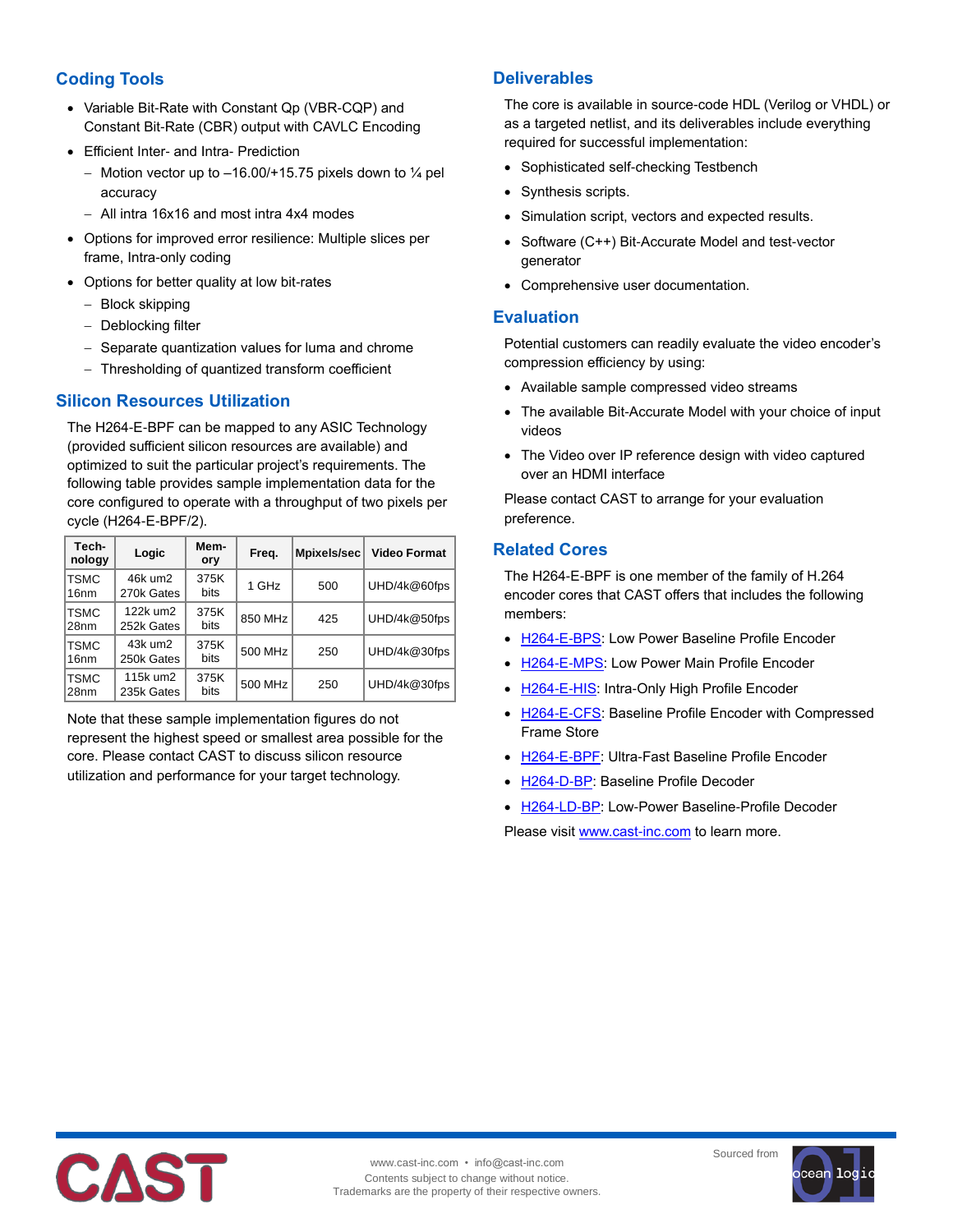## Coding Tools

- Variable Bit-Rate with Constant Qp (VBR-CQP) and Constant Bit-Rate (CBR) output with CAVLC Encoding
- Efficient Inter- and Intra- Prediction
  - Motion vector up to –16.00/+15.75 pixels down to ¼ pel accuracy
  - All intra 16x16 and most intra 4x4 modes
- Options for improved error resilience: Multiple slices per frame, Intra-only coding
- Options for better quality at low bit-rates
  - Block skipping
  - Deblocking filter
  - Separate quantization values for luma and chrome
  - Thresholding of quantized transform coefficient

## Silicon Resources Utilization

The H264-E-BPF can be mapped to any ASIC Technology (provided sufficient silicon resources are available) and optimized to suit the particular project's requirements. The following table provides sample implementation data for the core configured to operate with a throughput of two pixels per cycle (H264-E-BPF/2).

| Tech-nology | Logic | Mem-ory | Freq. | Mpixels/sec | Video Format |
|---|---|---|---|---|---|
| TSMC 16nm | 46k um2 270k Gates | 375K bits | 1 GHz | 500 | UHD/4k@60fps |
| TSMC 28nm | 122k um2 252k Gates | 375K bits | 850 MHz | 425 | UHD/4k@50fps |
| TSMC 16nm | 43k um2 250k Gates | 375K bits | 500 MHz | 250 | UHD/4k@30fps |
| TSMC 28nm | 115k um2 235k Gates | 375K bits | 500 MHz | 250 | UHD/4k@30fps |

Note that these sample implementation figures do not represent the highest speed or smallest area possible for the core. Please contact CAST to discuss silicon resource utilization and performance for your target technology.

## Deliverables

The core is available in source-code HDL (Verilog or VHDL) or as a targeted netlist, and its deliverables include everything required for successful implementation:

- Sophisticated self-checking Testbench
- Synthesis scripts.
- Simulation script, vectors and expected results.
- Software (C++) Bit-Accurate Model and test-vector generator
- Comprehensive user documentation.

## Evaluation

Potential customers can readily evaluate the video encoder's compression efficiency by using:

- Available sample compressed video streams
- The available Bit-Accurate Model with your choice of input videos
- The Video over IP reference design with video captured over an HDMI interface

Please contact CAST to arrange for your evaluation preference.

## Related Cores

The H264-E-BPF is one member of the family of H.264 encoder cores that CAST offers that includes the following members:

- H264-E-BPS: Low Power Baseline Profile Encoder
- H264-E-MPS: Low Power Main Profile Encoder
- H264-E-HIS: Intra-Only High Profile Encoder
- H264-E-CFS: Baseline Profile Encoder with Compressed Frame Store
- H264-E-BPF: Ultra-Fast Baseline Profile Encoder
- H264-D-BP: Baseline Profile Decoder
- H264-LD-BP: Low-Power Baseline-Profile Decoder

Please visit www.cast-inc.com to learn more.

www.cast-inc.com • info@cast-inc.com
Contents subject to change without notice.
Trademarks are the property of their respective owners.

Sourced from